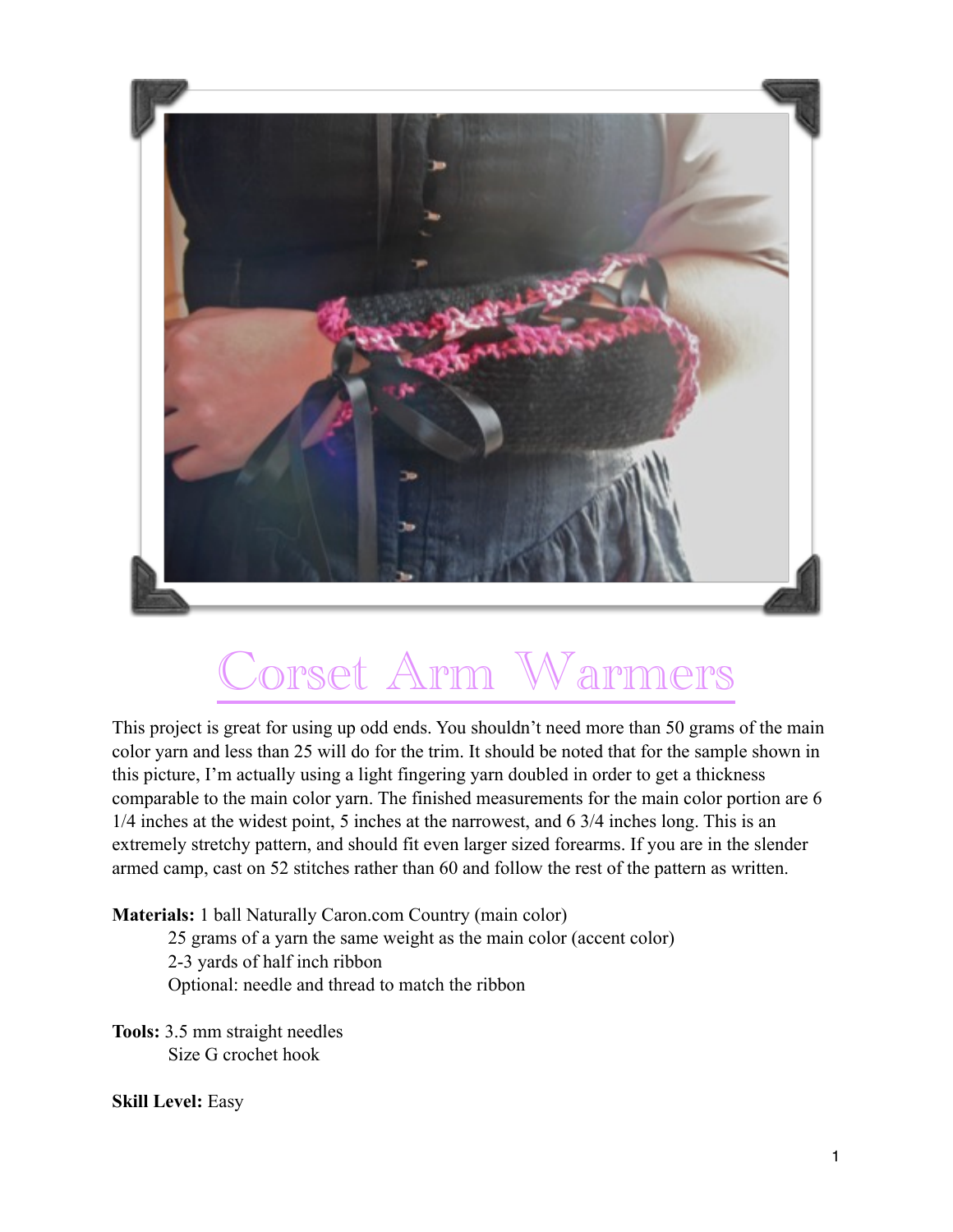# Corset Arm Warmers

This project is great for using up odd ends. You shouldn't need more than 50 grams of the main color yarn and less than 25 will do for the trim. It should be noted that for the sample shown in this picture, I'm actually using a light fingering yarn doubled in order to get a thickness comparable to the main color yarn. The finished measurements for the main color portion are 6 1/4 inches at the widest point, 5 inches at the narrowest, and 6 3/4 inches long. This is an extremely stretchy pattern, and should fit even larger sized forearms. If you are in the slender armed camp, cast on 52 stitches rather than 60 and follow the rest of the pattern as written.

**Materials:** 1 ball Naturally Caron.com Country (main color)
25 grams of a yarn the same weight as the main color (accent color)
2-3 yards of half inch ribbon
Optional: needle and thread to match the ribbon

**Tools:** 3.5 mm straight needles
Size G crochet hook

**Skill Level:** Easy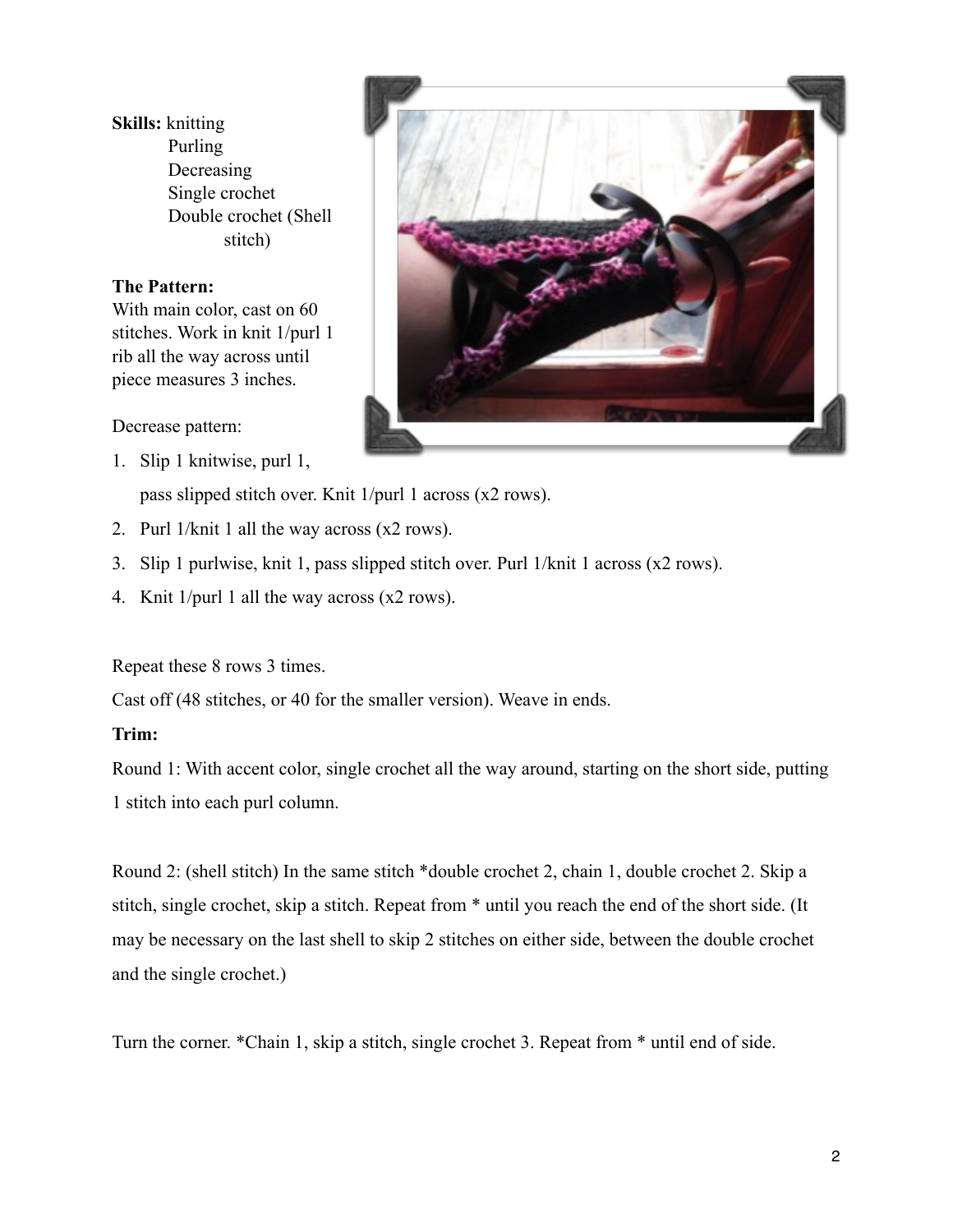**Skills:** knitting
Purling
Decreasing
Single crochet
Double crochet (Shell stitch)

**The Pattern:**
With main color, cast on 60 stitches. Work in knit 1/purl 1 rib all the way across until piece measures 3 inches.

Decrease pattern:

1. Slip 1 knitwise, purl 1, pass slipped stitch over. Knit 1/purl 1 across (x2 rows).
2. Purl 1/knit 1 all the way across (x2 rows).
3. Slip 1 purlwise, knit 1, pass slipped stitch over. Purl 1/knit 1 across (x2 rows).
4. Knit 1/purl 1 all the way across (x2 rows).

Repeat these 8 rows 3 times.

Cast off (48 stitches, or 40 for the smaller version). Weave in ends.

**Trim:**

Round 1: With accent color, single crochet all the way around, starting on the short side, putting 1 stitch into each purl column.

Round 2: (shell stitch) In the same stitch *double crochet 2, chain 1, double crochet 2. Skip a stitch, single crochet, skip a stitch. Repeat from * until you reach the end of the short side. (It may be necessary on the last shell to skip 2 stitches on either side, between the double crochet and the single crochet.)

Turn the corner. *Chain 1, skip a stitch, single crochet 3. Repeat from * until end of side.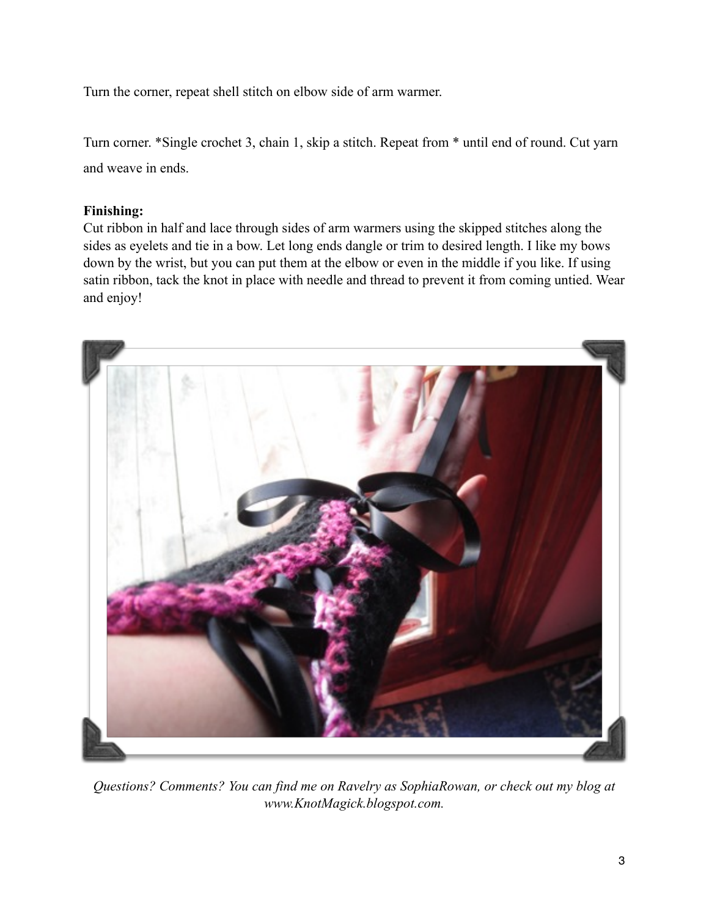Turn the corner, repeat shell stitch on elbow side of arm warmer.

Turn corner. *Single crochet 3, chain 1, skip a stitch. Repeat from * until end of round. Cut yarn and weave in ends.

**Finishing:**
Cut ribbon in half and lace through sides of arm warmers using the skipped stitches along the sides as eyelets and tie in a bow. Let long ends dangle or trim to desired length. I like my bows down by the wrist, but you can put them at the elbow or even in the middle if you like. If using satin ribbon, tack the knot in place with needle and thread to prevent it from coming untied. Wear and enjoy!

*Questions? Comments? You can find me on Ravelry as SophiaRowan, or check out my blog at www.KnotMagick.blogspot.com.*